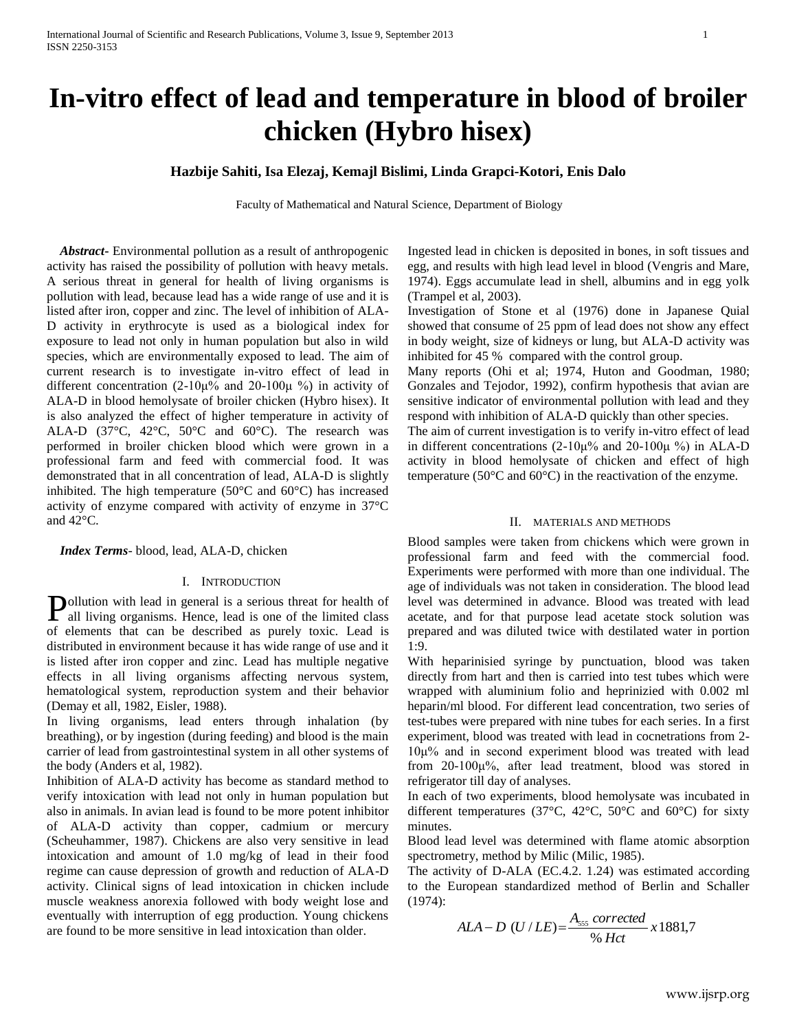# In-vitro effect of lead and temperature in blood of broiler chicken (Hybro hisex)

**Hazbije Sahiti, Isa Elezaj, Kemajl Bislimi, Linda Grapci-Kotori, Enis Dalo**

Faculty of Mathematical and Natural Science, Department of Biology

***Abstract***- Environmental pollution as a result of anthropogenic activity has raised the possibility of pollution with heavy metals. A serious threat in general for health of living organisms is pollution with lead, because lead has a wide range of use and it is listed after iron, copper and zinc. The level of inhibition of ALA-D activity in erythrocyte is used as a biological index for exposure to lead not only in human population but also in wild species, which are environmentally exposed to lead. The aim of current research is to investigate in-vitro effect of lead in different concentration (2-10μ% and 20-100μ %) in activity of ALA-D in blood hemolysate of broiler chicken (Hybro hisex). It is also analyzed the effect of higher temperature in activity of ALA-D (37°C, 42°C, 50°C and 60°C). The research was performed in broiler chicken blood which were grown in a professional farm and feed with commercial food. It was demonstrated that in all concentration of lead, ALA-D is slightly inhibited. The high temperature (50°C and 60°C) has increased activity of enzyme compared with activity of enzyme in 37°C and 42°C.

***Index Terms***- blood, lead, ALA-D, chicken

## I. Introduction

Pollution with lead in general is a serious threat for health of all living organisms. Hence, lead is one of the limited class of elements that can be described as purely toxic. Lead is distributed in environment because it has wide range of use and it is listed after iron copper and zinc. Lead has multiple negative effects in all living organisms affecting nervous system, hematological system, reproduction system and their behavior (Demay et all, 1982, Eisler, 1988).

In living organisms, lead enters through inhalation (by breathing), or by ingestion (during feeding) and blood is the main carrier of lead from gastrointestinal system in all other systems of the body (Anders et al, 1982).

Inhibition of ALA-D activity has become as standard method to verify intoxication with lead not only in human population but also in animals. In avian lead is found to be more potent inhibitor of ALA-D activity than copper, cadmium or mercury (Scheuhammer, 1987). Chickens are also very sensitive in lead intoxication and amount of 1.0 mg/kg of lead in their food regime can cause depression of growth and reduction of ALA-D activity. Clinical signs of lead intoxication in chicken include muscle weakness anorexia followed with body weight lose and eventually with interruption of egg production. Young chickens are found to be more sensitive in lead intoxication than older.

Ingested lead in chicken is deposited in bones, in soft tissues and egg, and results with high lead level in blood (Vengris and Mare, 1974). Eggs accumulate lead in shell, albumins and in egg yolk (Trampel et al, 2003).

Investigation of Stone et al (1976) done in Japanese Quial showed that consume of 25 ppm of lead does not show any effect in body weight, size of kidneys or lung, but ALA-D activity was inhibited for 45 % compared with the control group.

Many reports (Ohi et al; 1974, Huton and Goodman, 1980; Gonzales and Tejodor, 1992), confirm hypothesis that avian are sensitive indicator of environmental pollution with lead and they respond with inhibition of ALA-D quickly than other species.

The aim of current investigation is to verify in-vitro effect of lead in different concentrations (2-10μ% and 20-100μ %) in ALA-D activity in blood hemolysate of chicken and effect of high temperature (50°C and 60°C) in the reactivation of the enzyme.

## II. Materials and Methods

Blood samples were taken from chickens which were grown in professional farm and feed with the commercial food. Experiments were performed with more than one individual. The age of individuals was not taken in consideration. The blood lead level was determined in advance. Blood was treated with lead acetate, and for that purpose lead acetate stock solution was prepared and was diluted twice with destilated water in portion 1:9.

With heparinisied syringe by punctuation, blood was taken directly from hart and then is carried into test tubes which were wrapped with aluminium folio and heprinizied with 0.002 ml heparin/ml blood. For different lead concentration, two series of test-tubes were prepared with nine tubes for each series. In a first experiment, blood was treated with lead in cocnetrations from 2-10μ% and in second experiment blood was treated with lead from 20-100μ%, after lead treatment, blood was stored in refrigerator till day of analyses.

In each of two experiments, blood hemolysate was incubated in different temperatures (37°C, 42°C, 50°C and 60°C) for sixty minutes.

Blood lead level was determined with flame atomic absorption spectrometry, method by Milic (Milic, 1985).

The activity of D-ALA (EC.4.2. 1.24) was estimated according to the European standardized method of Berlin and Schaller (1974):

$$ALA-D\ (U/LE) = \frac{A_{555}\ corrected}{\%\ Hct} x\, 1881{,}7$$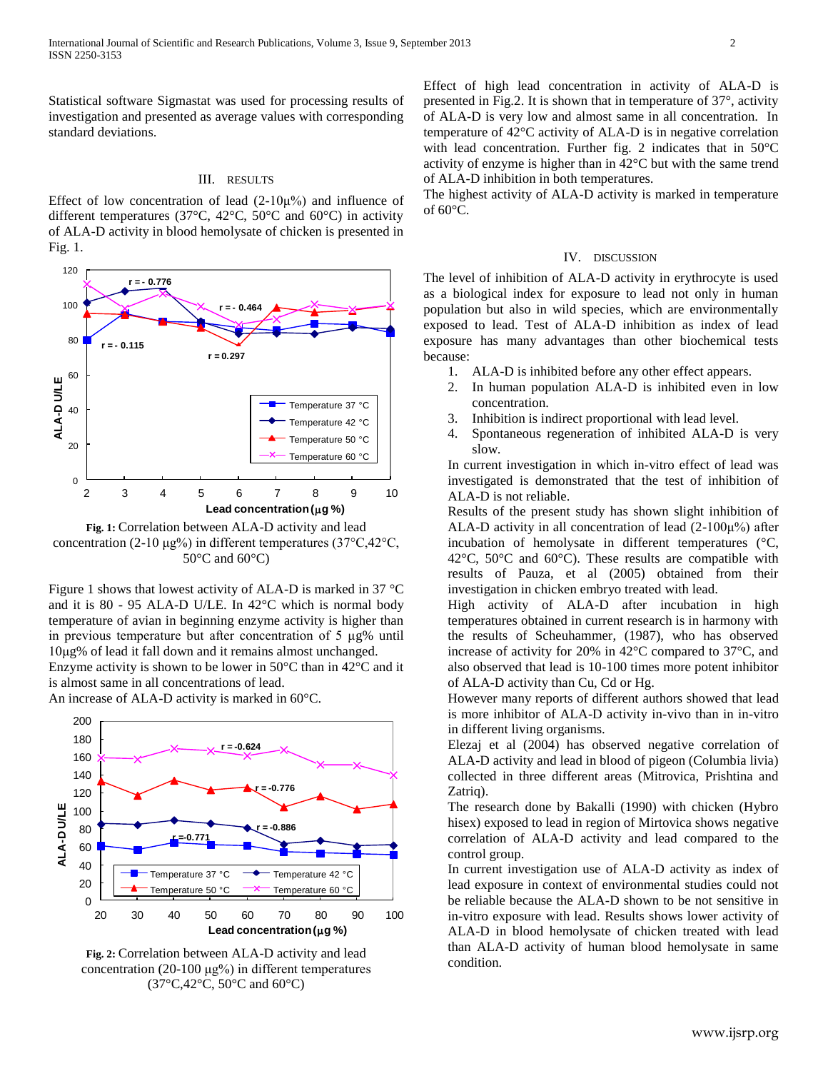Statistical software Sigmastat was used for processing results of investigation and presented as average values with corresponding standard deviations.

## III. RESULTS

Effect of low concentration of lead (2-10µ%) and influence of different temperatures (37°C, 42°C, 50°C and 60°C) in activity of ALA-D activity in blood hemolysate of chicken is presented in Fig. 1.

**Fig. 1:** Correlation between ALA-D activity and lead concentration (2-10 µg%) in different temperatures (37°C,42°C, 50°C and 60°C)

Figure 1 shows that lowest activity of ALA-D is marked in 37 °C and it is 80 - 95 ALA-D U/LE. In 42°C which is normal body temperature of avian in beginning enzyme activity is higher than in previous temperature but after concentration of 5 µg% until 10µg% of lead it fall down and it remains almost unchanged.

Enzyme activity is shown to be lower in 50°C than in 42°C and it is almost same in all concentrations of lead.

An increase of ALA-D activity is marked in 60°C.

**Fig. 2:** Correlation between ALA-D activity and lead concentration (20-100 µg%) in different temperatures (37°C,42°C, 50°C and 60°C)

Effect of high lead concentration in activity of ALA-D is presented in Fig.2. It is shown that in temperature of 37°, activity of ALA-D is very low and almost same in all concentration. In temperature of 42°C activity of ALA-D is in negative correlation with lead concentration. Further fig. 2 indicates that in 50°C activity of enzyme is higher than in 42°C but with the same trend of ALA-D inhibition in both temperatures.

The highest activity of ALA-D activity is marked in temperature of 60°C.

## IV. DISCUSSION

The level of inhibition of ALA-D activity in erythrocyte is used as a biological index for exposure to lead not only in human population but also in wild species, which are environmentally exposed to lead. Test of ALA-D inhibition as index of lead exposure has many advantages than other biochemical tests because:

1. ALA-D is inhibited before any other effect appears.
2. In human population ALA-D is inhibited even in low concentration.
3. Inhibition is indirect proportional with lead level.
4. Spontaneous regeneration of inhibited ALA-D is very slow.

In current investigation in which in-vitro effect of lead was investigated is demonstrated that the test of inhibition of ALA-D is not reliable.

Results of the present study has shown slight inhibition of ALA-D activity in all concentration of lead (2-100µ%) after incubation of hemolysate in different temperatures (°C, 42°C, 50°C and 60°C). These results are compatible with results of Pauza, et al (2005) obtained from their investigation in chicken embryo treated with lead.

High activity of ALA-D after incubation in high temperatures obtained in current research is in harmony with the results of Scheuhammer, (1987), who has observed increase of activity for 20% in 42°C compared to 37°C, and also observed that lead is 10-100 times more potent inhibitor of ALA-D activity than Cu, Cd or Hg.

However many reports of different authors showed that lead is more inhibitor of ALA-D activity in-vivo than in in-vitro in different living organisms.

Elezaj et al (2004) has observed negative correlation of ALA-D activity and lead in blood of pigeon (Columbia livia) collected in three different areas (Mitrovica, Prishtina and Zatriq).

The research done by Bakalli (1990) with chicken (Hybro hisex) exposed to lead in region of Mirtovica shows negative correlation of ALA-D activity and lead compared to the control group.

In current investigation use of ALA-D activity as index of lead exposure in context of environmental studies could not be reliable because the ALA-D shown to be not sensitive in in-vitro exposure with lead. Results shows lower activity of ALA-D in blood hemolysate of chicken treated with lead than ALA-D activity of human blood hemolysate in same condition.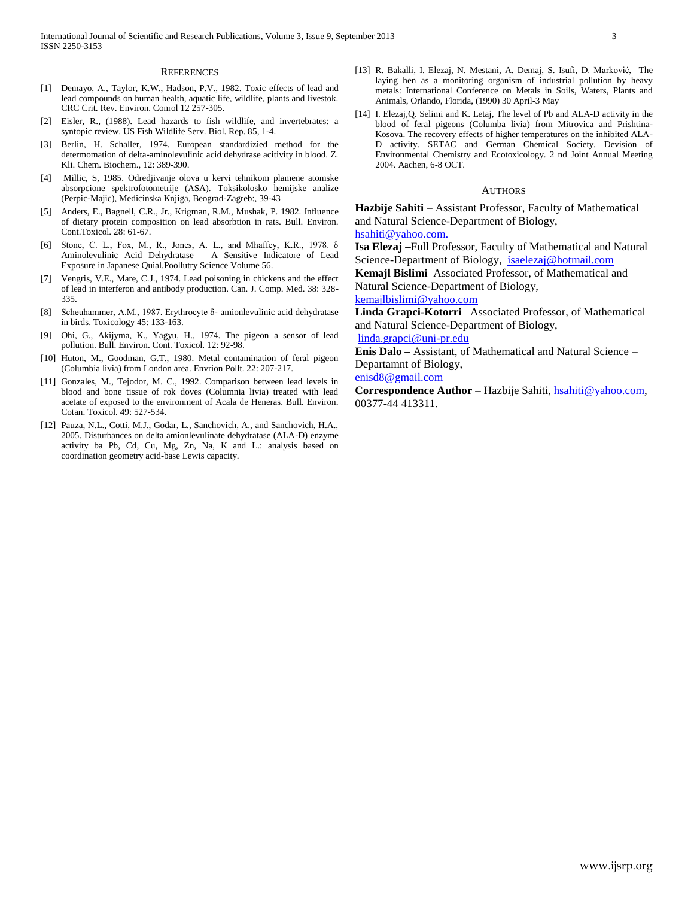## REFERENCES

[1] Demayo, A., Taylor, K.W., Hadson, P.V., 1982. Toxic effects of lead and lead compounds on human health, aquatic life, wildlife, plants and livestok. CRC Crit. Rev. Environ. Conrol 12 257-305.

[2] Eisler, R., (1988). Lead hazards to fish wildlife, and invertebrates: a syntopic review. US Fish Wildlife Serv. Biol. Rep. 85, 1-4.

[3] Berlin, H. Schaller, 1974. European standardizied method for the determomation of delta-aminolevulinic acid dehydrase acitivity in blood. Z. Kli. Chem. Biochem., 12: 389-390.

[4] Millic, S, 1985. Odredjivanje olova u kervi tehnikom plamene atomske absorpcione spektrofotometrije (ASA). Toksikolosko hemijske analize (Perpic-Majic), Medicinska Knjiga, Beograd-Zagreb:, 39-43

[5] Anders, E., Bagnell, C.R., Jr., Krigman, R.M., Mushak, P. 1982. Influence of dietary protein composition on lead absorbtion in rats. Bull. Environ. Cont.Toxicol. 28: 61-67.

[6] Stone, C. L., Fox, M., R., Jones, A. L., and Mhaffey, K.R., 1978. δ Aminolevulinic Acid Dehydratase – A Sensitive Indicatore of Lead Exposure in Japanese Quial.Poollutry Science Volume 56.

[7] Vengris, V.E., Mare, C.J., 1974. Lead poisoning in chickens and the effect of lead in interferon and antibody production. Can. J. Comp. Med. 38: 328-335.

[8] Scheuhammer, A.M., 1987. Erythrocyte δ- amionlevulinic acid dehydratase in birds. Toxicology 45: 133-163.

[9] Ohi, G., Akijyma, K., Yagyu, H., 1974. The pigeon a sensor of lead pollution. Bull. Environ. Cont. Toxicol. 12: 92-98.

[10] Huton, M., Goodman, G.T., 1980. Metal contamination of feral pigeon (Columbia livia) from London area. Envrion Pollt. 22: 207-217.

[11] Gonzales, M., Tejodor, M. C., 1992. Comparison between lead levels in blood and bone tissue of rok doves (Columnia livia) treated with lead acetate of exposed to the environment of Acala de Heneras. Bull. Environ. Cotan. Toxicol. 49: 527-534.

[12] Pauza, N.L., Cotti, M.J., Godar, L., Sanchovich, A., and Sanchovich, H.A., 2005. Disturbances on delta amionlevulinate dehydratase (ALA-D) enzyme activity ba Pb, Cd, Cu, Mg, Zn, Na, K and L.: analysis based on coordination geometry acid-base Lewis capacity.

[13] R. Bakalli, I. Elezaj, N. Mestani, A. Demaj, S. Isufi, D. Marković, The laying hen as a monitoring organism of industrial pollution by heavy metals: International Conference on Metals in Soils, Waters, Plants and Animals, Orlando, Florida, (1990) 30 April-3 May

[14] I. Elezaj,Q. Selimi and K. Letaj, The level of Pb and ALA-D activity in the blood of feral pigeons (Columba livia) from Mitrovica and Prishtina-Kosova. The recovery effects of higher temperatures on the inhibited ALA-D activity. SETAC and German Chemical Society. Devision of Environmental Chemistry and Ecotoxicology. 2 nd Joint Annual Meeting 2004. Aachen, 6-8 OCT.

## AUTHORS

**Hazbije Sahiti** – Assistant Professor, Faculty of Mathematical and Natural Science-Department of Biology, hsahiti@yahoo.com.

**Isa Elezaj** –Full Professor, Faculty of Mathematical and Natural Science-Department of Biology, isaelezaj@hotmail.com

**Kemajl Bislimi**–Associated Professor, of Mathematical and Natural Science-Department of Biology, kemajlbislimi@yahoo.com

**Linda Grapci-Kotorri**– Associated Professor, of Mathematical and Natural Science-Department of Biology, linda.grapci@uni-pr.edu

**Enis Dalo** – Assistant, of Mathematical and Natural Science –Departamnt of Biology, enisd8@gmail.com

**Correspondence Author** – Hazbije Sahiti, hsahiti@yahoo.com, 00377-44 413311.